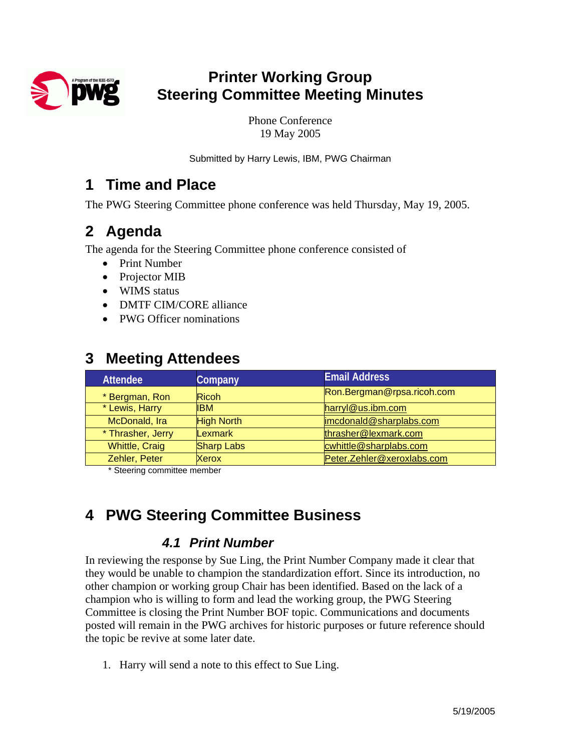# Printer Working Group
# Steering Committee Meeting Minutes

Phone Conference
19 May 2005

Submitted by Harry Lewis, IBM, PWG Chairman

## 1 Time and Place

The PWG Steering Committee phone conference was held Thursday, May 19, 2005.

## 2 Agenda

The agenda for the Steering Committee phone conference consisted of

- Print Number
- Projector MIB
- WIMS status
- DMTF CIM/CORE alliance
- PWG Officer nominations

## 3 Meeting Attendees

| Attendee | Company | Email Address |
|---|---|---|
| * Bergman, Ron | Ricoh | Ron.Bergman@rpsa.ricoh.com |
| * Lewis, Harry | IBM | harryl@us.ibm.com |
| McDonald, Ira | High North | imcdonald@sharplabs.com |
| * Thrasher, Jerry | Lexmark | thrasher@lexmark.com |
| Whittle, Craig | Sharp Labs | cwhittle@sharplabs.com |
| Zehler, Peter | Xerox | Peter.Zehler@xeroxlabs.com |

* Steering committee member

## 4 PWG Steering Committee Business

### *4.1 Print Number*

In reviewing the response by Sue Ling, the Print Number Company made it clear that they would be unable to champion the standardization effort. Since its introduction, no other champion or working group Chair has been identified. Based on the lack of a champion who is willing to form and lead the working group, the PWG Steering Committee is closing the Print Number BOF topic. Communications and documents posted will remain in the PWG archives for historic purposes or future reference should the topic be revive at some later date.

1. Harry will send a note to this effect to Sue Ling.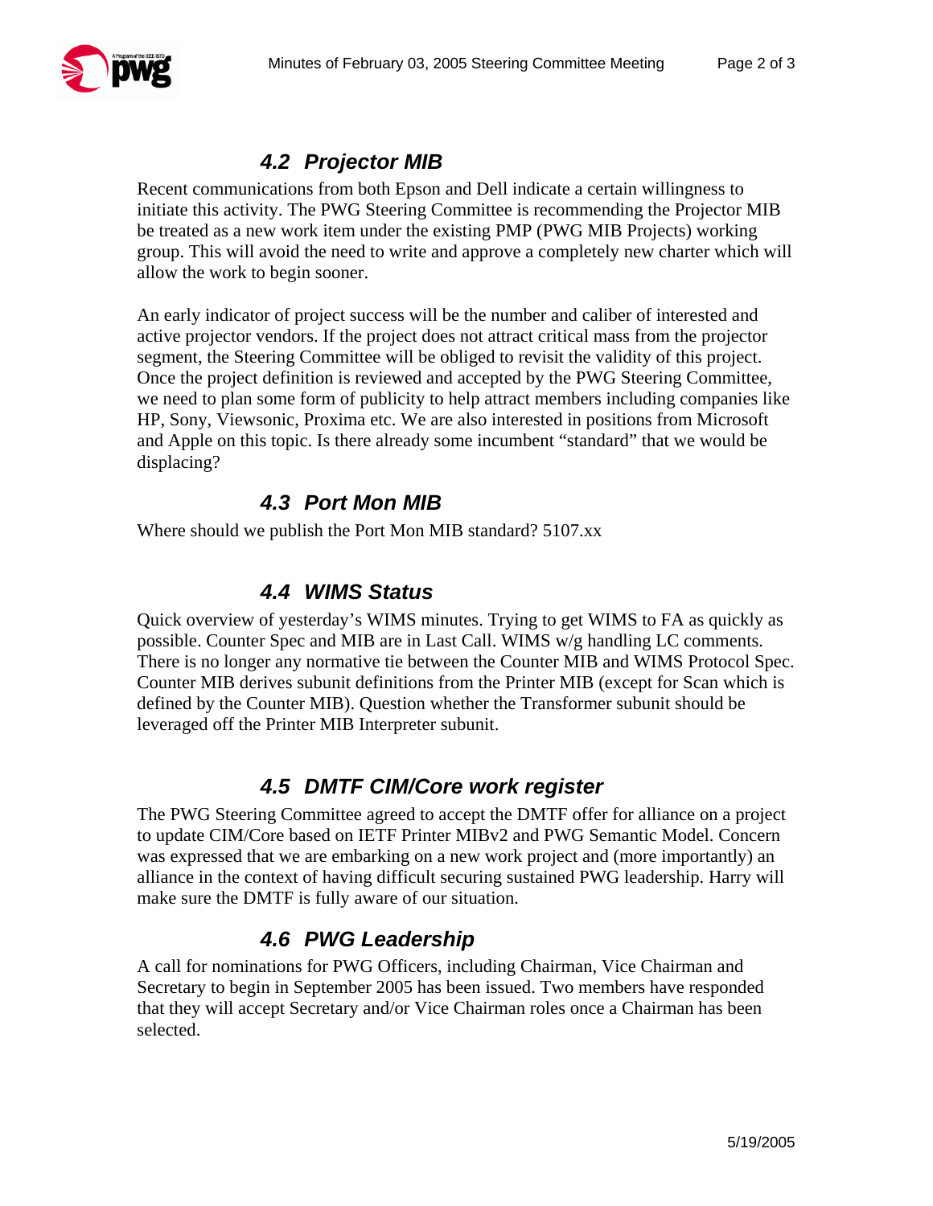## 4.2 Projector MIB

Recent communications from both Epson and Dell indicate a certain willingness to initiate this activity. The PWG Steering Committee is recommending the Projector MIB be treated as a new work item under the existing PMP (PWG MIB Projects) working group. This will avoid the need to write and approve a completely new charter which will allow the work to begin sooner.

An early indicator of project success will be the number and caliber of interested and active projector vendors. If the project does not attract critical mass from the projector segment, the Steering Committee will be obliged to revisit the validity of this project. Once the project definition is reviewed and accepted by the PWG Steering Committee, we need to plan some form of publicity to help attract members including companies like HP, Sony, Viewsonic, Proxima etc. We are also interested in positions from Microsoft and Apple on this topic. Is there already some incumbent "standard" that we would be displacing?

## 4.3 Port Mon MIB

Where should we publish the Port Mon MIB standard? 5107.xx

## 4.4 WIMS Status

Quick overview of yesterday's WIMS minutes. Trying to get WIMS to FA as quickly as possible. Counter Spec and MIB are in Last Call. WIMS w/g handling LC comments. There is no longer any normative tie between the Counter MIB and WIMS Protocol Spec. Counter MIB derives subunit definitions from the Printer MIB (except for Scan which is defined by the Counter MIB). Question whether the Transformer subunit should be leveraged off the Printer MIB Interpreter subunit.

## 4.5 DMTF CIM/Core work register

The PWG Steering Committee agreed to accept the DMTF offer for alliance on a project to update CIM/Core based on IETF Printer MIBv2 and PWG Semantic Model. Concern was expressed that we are embarking on a new work project and (more importantly) an alliance in the context of having difficult securing sustained PWG leadership. Harry will make sure the DMTF is fully aware of our situation.

## 4.6 PWG Leadership

A call for nominations for PWG Officers, including Chairman, Vice Chairman and Secretary to begin in September 2005 has been issued. Two members have responded that they will accept Secretary and/or Vice Chairman roles once a Chairman has been selected.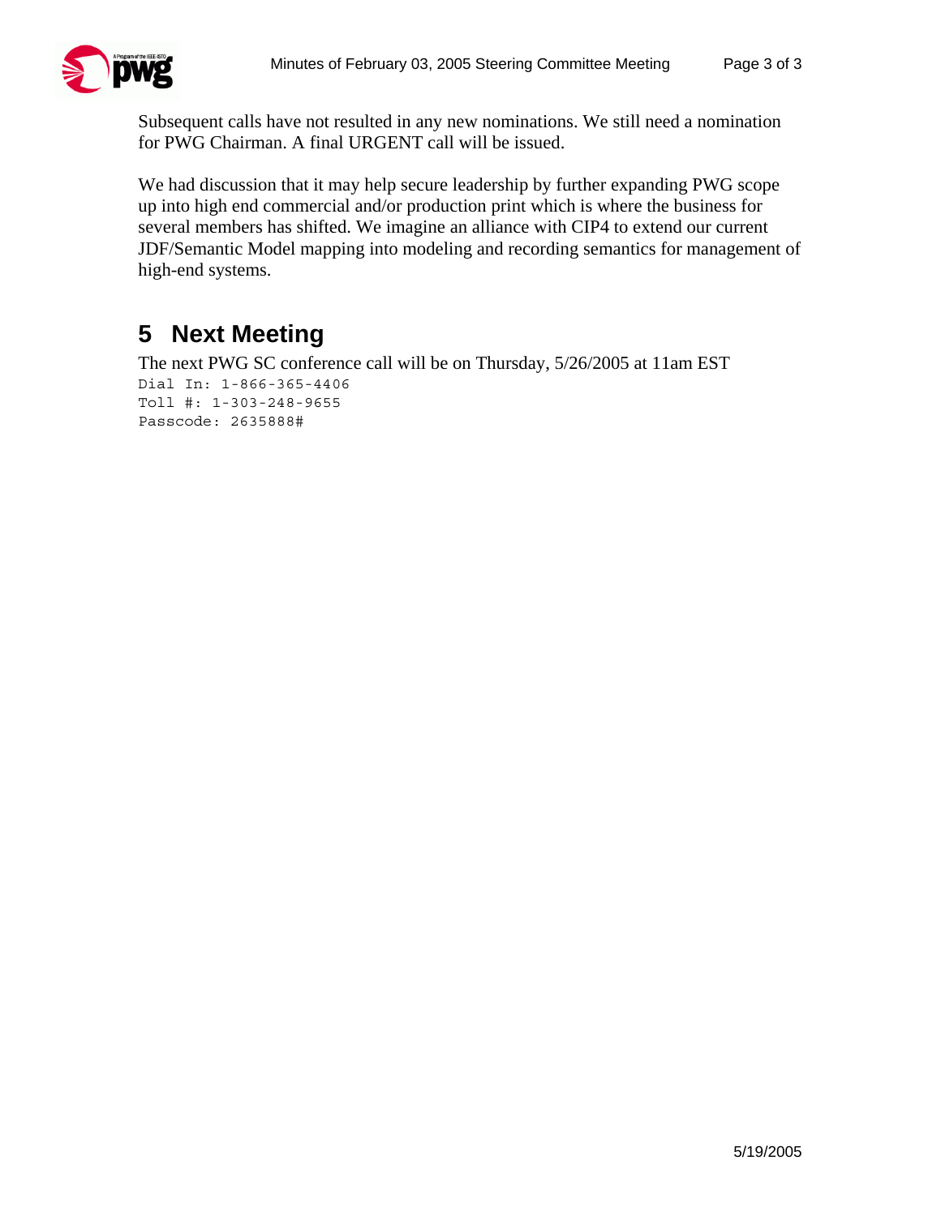Subsequent calls have not resulted in any new nominations. We still need a nomination for PWG Chairman. A final URGENT call will be issued.

We had discussion that it may help secure leadership by further expanding PWG scope up into high end commercial and/or production print which is where the business for several members has shifted. We imagine an alliance with CIP4 to extend our current JDF/Semantic Model mapping into modeling and recording semantics for management of high-end systems.

# 5 Next Meeting

The next PWG SC conference call will be on Thursday, 5/26/2005 at 11am EST

```
Dial In: 1-866-365-4406
Toll #: 1-303-248-9655
Passcode: 2635888#
```